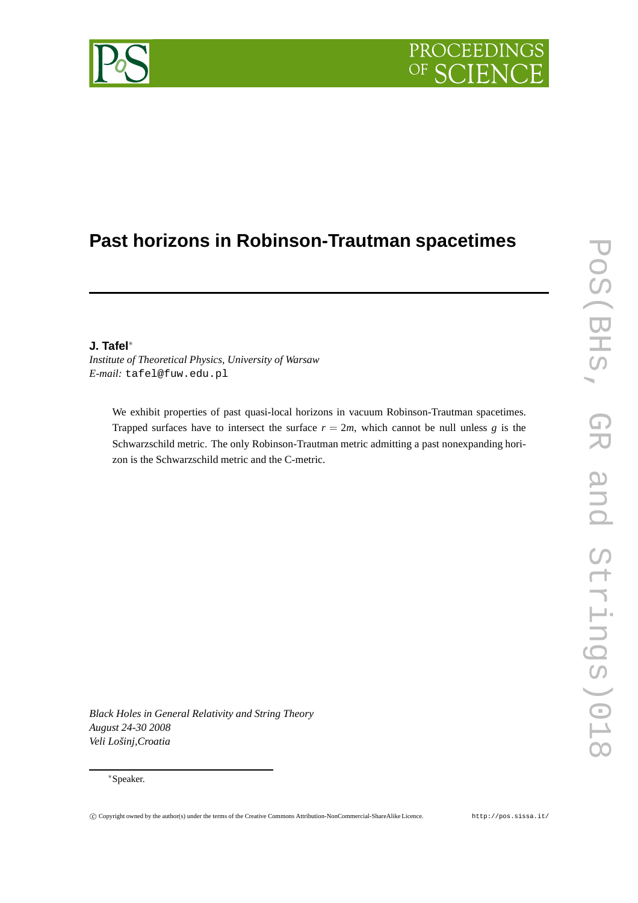# Past horizons in Robinson-Trautman spacetimes

**J. Tafel**[*]

*Institute of Theoretical Physics, University of Warsaw*
*E-mail:* tafel@fuw.edu.pl

We exhibit properties of past quasi-local horizons in vacuum Robinson-Trautman spacetimes. Trapped surfaces have to intersect the surface $r = 2m$, which cannot be null unless $g$ is the Schwarzschild metric. The only Robinson-Trautman metric admitting a past nonexpanding horizon is the Schwarzschild metric and the C-metric.

*Black Holes in General Relativity and String Theory*
*August 24-30 2008*
*Veli Lošinj,Croatia*

[*]Speaker.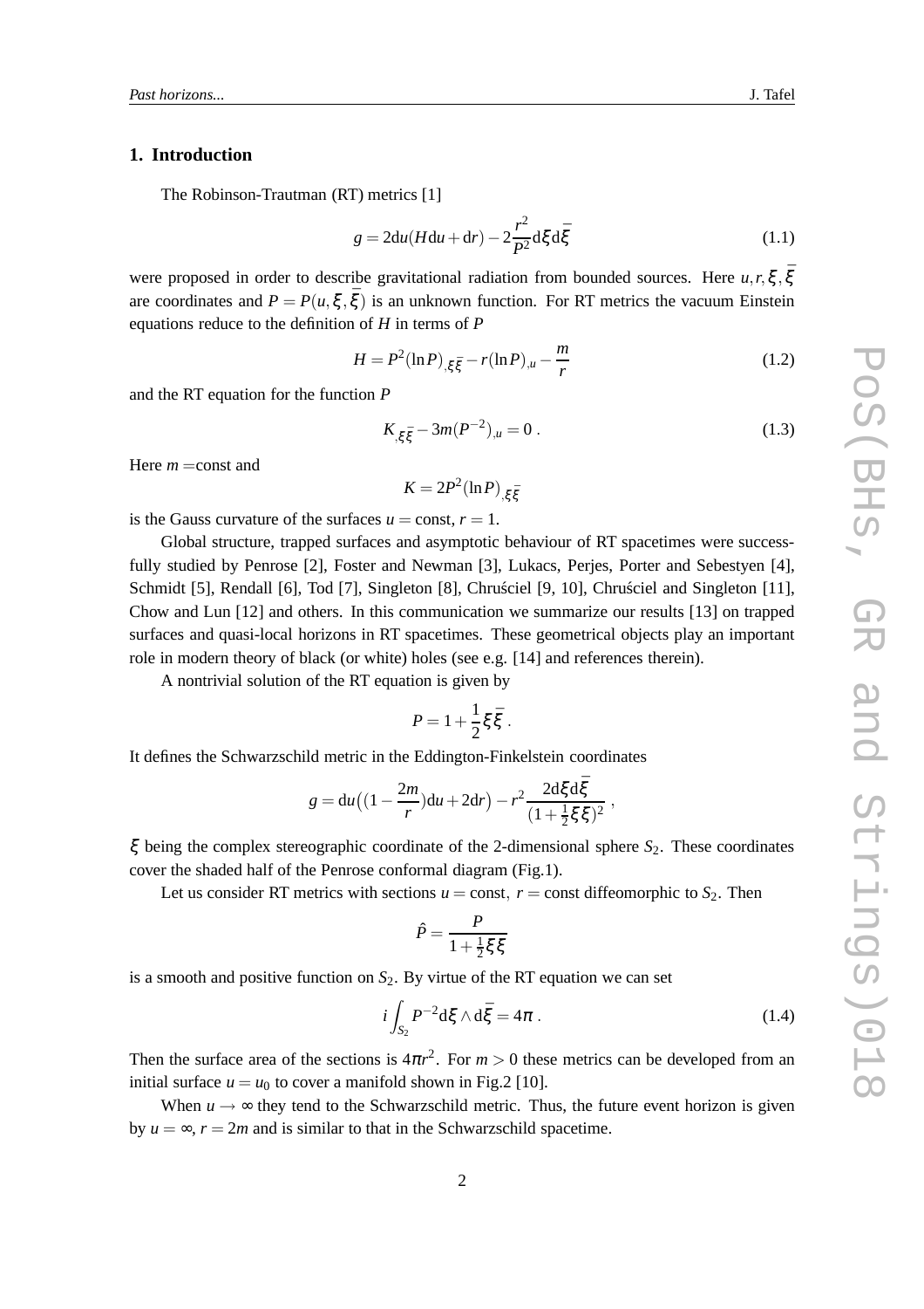## 1. Introduction

The Robinson-Trautman (RT) metrics [1]

$$g = 2\mathrm{d}u(H\mathrm{d}u + \mathrm{d}r) - 2\frac{r^2}{P^2}\mathrm{d}\xi\mathrm{d}\bar{\xi} \tag{1.1}$$

were proposed in order to describe gravitational radiation from bounded sources. Here $u, r, \xi, \bar{\xi}$ are coordinates and $P = P(u, \xi, \bar{\xi})$ is an unknown function. For RT metrics the vacuum Einstein equations reduce to the definition of $H$ in terms of $P$

$$H = P^2(\ln P)_{,\xi\bar{\xi}} - r(\ln P)_{,u} - \frac{m}{r} \tag{1.2}$$

and the RT equation for the function $P$

$$K_{,\xi\bar{\xi}} - 3m(P^{-2})_{,u} = 0\ . \tag{1.3}$$

Here $m =$const and

$$K = 2P^2(\ln P)_{,\xi\bar{\xi}}$$

is the Gauss curvature of the surfaces $u = $ const, $r = 1$.

Global structure, trapped surfaces and asymptotic behaviour of RT spacetimes were successfully studied by Penrose [2], Foster and Newman [3], Lukacs, Perjes, Porter and Sebestyen [4], Schmidt [5], Rendall [6], Tod [7], Singleton [8], Chruściel [9, 10], Chruściel and Singleton [11], Chow and Lun [12] and others. In this communication we summarize our results [13] on trapped surfaces and quasi-local horizons in RT spacetimes. These geometrical objects play an important role in modern theory of black (or white) holes (see e.g. [14] and references therein).

A nontrivial solution of the RT equation is given by

$$P = 1 + \frac{1}{2}\xi\bar{\xi}\ .$$

It defines the Schwarzschild metric in the Eddington-Finkelstein coordinates

$$g = \mathrm{d}u\big((1 - \frac{2m}{r})\mathrm{d}u + 2\mathrm{d}r\big) - r^2\frac{2\mathrm{d}\xi\mathrm{d}\bar{\xi}}{(1 + \frac{1}{2}\xi\xi)^2}\ ,$$

$\xi$ being the complex stereographic coordinate of the 2-dimensional sphere $S_2$. These coordinates cover the shaded half of the Penrose conformal diagram (Fig.1).

Let us consider RT metrics with sections $u = $ const, $r = $ const diffeomorphic to $S_2$. Then

$$\hat{P} = \frac{P}{1 + \frac{1}{2}\xi\xi}$$

is a smooth and positive function on $S_2$. By virtue of the RT equation we can set

$$i\int_{S_2} P^{-2}\mathrm{d}\xi \wedge \mathrm{d}\bar{\xi} = 4\pi\ . \tag{1.4}$$

Then the surface area of the sections is $4\pi r^2$. For $m > 0$ these metrics can be developed from an initial surface $u = u_0$ to cover a manifold shown in Fig.2 [10].

When $u \to \infty$ they tend to the Schwarzschild metric. Thus, the future event horizon is given by $u = \infty$, $r = 2m$ and is similar to that in the Schwarzschild spacetime.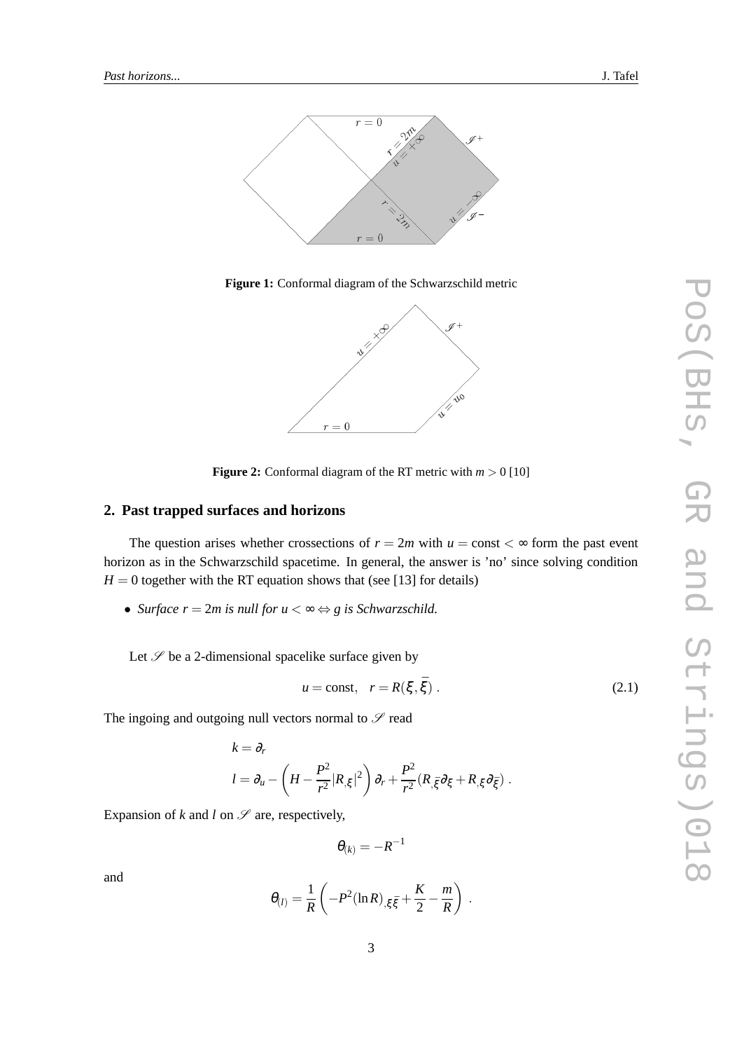**Figure 1:** Conformal diagram of the Schwarzschild metric

**Figure 2:** Conformal diagram of the RT metric with $m > 0$ [10]

## 2. Past trapped surfaces and horizons

The question arises whether crossections of $r = 2m$ with $u = \text{const} < \infty$ form the past event horizon as in the Schwarzschild spacetime. In general, the answer is 'no' since solving condition $H = 0$ together with the RT equation shows that (see [13] for details)

- *Surface $r = 2m$ is null for $u < \infty \Leftrightarrow g$ is Schwarzschild.*

Let $\mathscr{S}$ be a 2-dimensional spacelike surface given by

$$u = \text{const}, \quad r = R(\xi, \bar{\xi}) \; . \tag{2.1}$$

The ingoing and outgoing null vectors normal to $\mathscr{S}$ read

$$k = \partial_r$$

$$l = \partial_u - \left( H - \frac{P^2}{r^2} |R_{,\xi}|^2 \right) \partial_r + \frac{P^2}{r^2} (R_{,\bar{\xi}} \partial_\xi + R_{,\xi} \partial_{\bar{\xi}}) \; .$$

Expansion of $k$ and $l$ on $\mathscr{S}$ are, respectively,

$$\theta_{(k)} = -R^{-1}$$

and

$$\theta_{(l)} = \frac{1}{R} \left( -P^2 (\ln R)_{,\xi\bar{\xi}} + \frac{K}{2} - \frac{m}{R} \right) \; .$$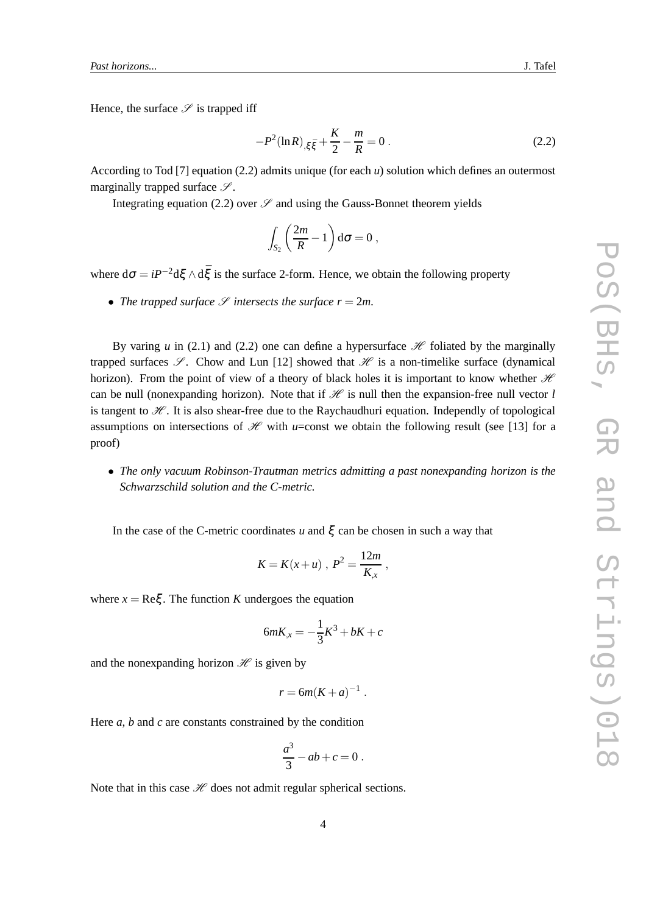Hence, the surface $\mathscr{S}$ is trapped iff

$$-P^2(\ln R)_{,\xi\bar{\xi}} + \frac{K}{2} - \frac{m}{R} = 0 \,. \tag{2.2}$$

According to Tod [7] equation (2.2) admits unique (for each $u$) solution which defines an outermost marginally trapped surface $\mathscr{S}$.

Integrating equation (2.2) over $\mathscr{S}$ and using the Gauss-Bonnet theorem yields

$$\int_{S_2} \left(\frac{2m}{R} - 1\right) \mathrm{d}\sigma = 0 \,,$$

where $\mathrm{d}\sigma = iP^{-2}\mathrm{d}\xi \wedge \mathrm{d}\bar{\xi}$ is the surface 2-form. Hence, we obtain the following property

- *The trapped surface $\mathscr{S}$ intersects the surface $r = 2m$.*

By varing $u$ in (2.1) and (2.2) one can define a hypersurface $\mathscr{H}$ foliated by the marginally trapped surfaces $\mathscr{S}$. Chow and Lun [12] showed that $\mathscr{H}$ is a non-timelike surface (dynamical horizon). From the point of view of a theory of black holes it is important to know whether $\mathscr{H}$ can be null (nonexpanding horizon). Note that if $\mathscr{H}$ is null then the expansion-free null vector $l$ is tangent to $\mathscr{H}$. It is also shear-free due to the Raychaudhuri equation. Independly of topological assumptions on intersections of $\mathscr{H}$ with $u$=const we obtain the following result (see [13] for a proof)

- *The only vacuum Robinson-Trautman metrics admitting a past nonexpanding horizon is the Schwarzschild solution and the C-metric.*

In the case of the C-metric coordinates $u$ and $\xi$ can be chosen in such a way that

$$K = K(x+u) \,,\; P^2 = \frac{12m}{K_{,x}} \,,$$

where $x = \mathrm{Re}\xi$. The function $K$ undergoes the equation

$$6mK_{,x} = -\frac{1}{3}K^3 + bK + c$$

and the nonexpanding horizon $\mathscr{H}$ is given by

$$r = 6m(K+a)^{-1} \,.$$

Here $a$, $b$ and $c$ are constants constrained by the condition

$$\frac{a^3}{3} - ab + c = 0 \,.$$

Note that in this case $\mathscr{H}$ does not admit regular spherical sections.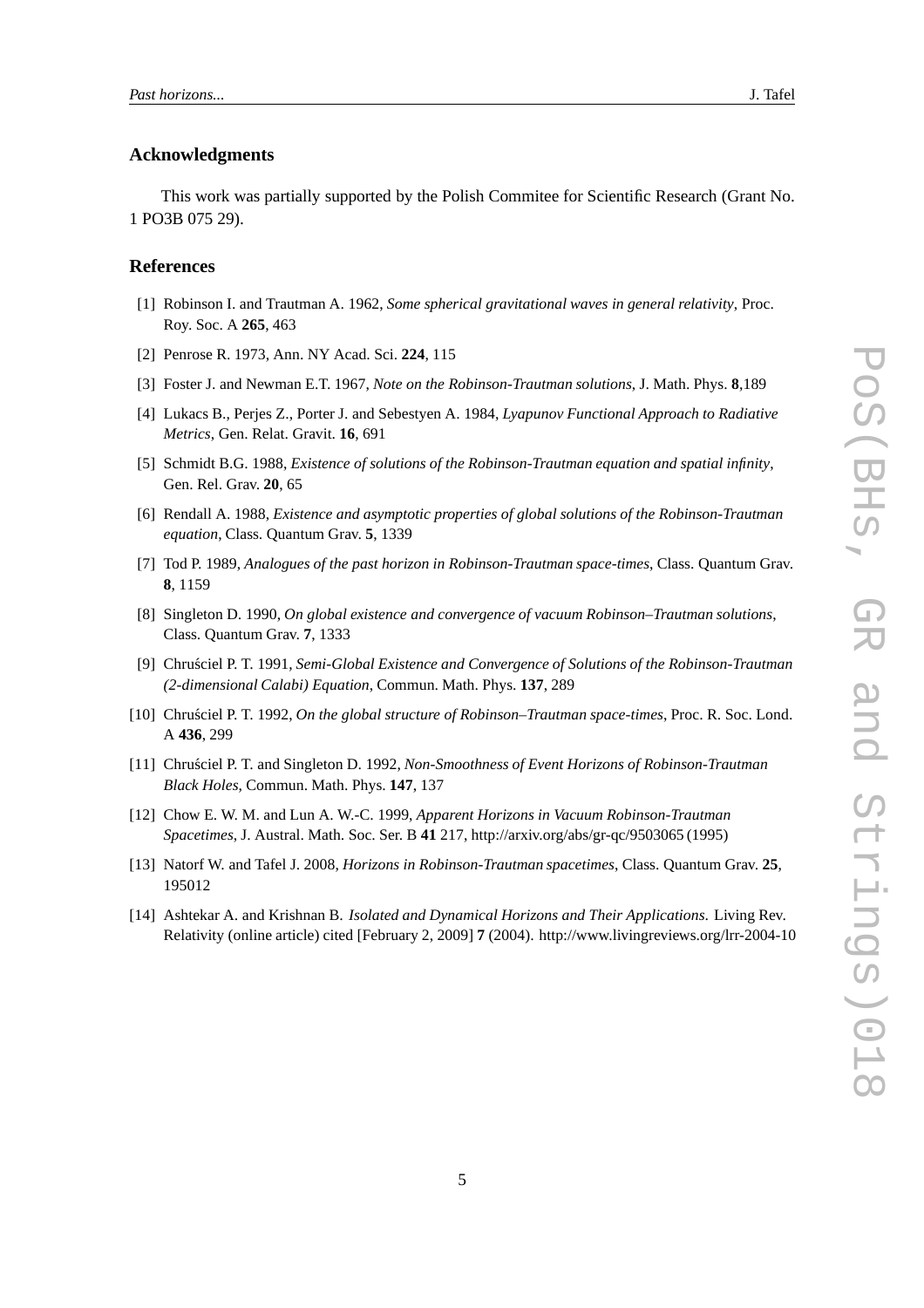### Acknowledgments

This work was partially supported by the Polish Commitee for Scientific Research (Grant No. 1 PO3B 075 29).

### References

[1] Robinson I. and Trautman A. 1962, *Some spherical gravitational waves in general relativity*, Proc. Roy. Soc. A **265**, 463

[2] Penrose R. 1973, Ann. NY Acad. Sci. **224**, 115

[3] Foster J. and Newman E.T. 1967, *Note on the Robinson-Trautman solutions*, J. Math. Phys. **8**,189

[4] Lukacs B., Perjes Z., Porter J. and Sebestyen A. 1984, *Lyapunov Functional Approach to Radiative Metrics*, Gen. Relat. Gravit. **16**, 691

[5] Schmidt B.G. 1988, *Existence of solutions of the Robinson-Trautman equation and spatial infinity*, Gen. Rel. Grav. **20**, 65

[6] Rendall A. 1988, *Existence and asymptotic properties of global solutions of the Robinson-Trautman equation*, Class. Quantum Grav. **5**, 1339

[7] Tod P. 1989, *Analogues of the past horizon in Robinson-Trautman space-times*, Class. Quantum Grav. **8**, 1159

[8] Singleton D. 1990, *On global existence and convergence of vacuum Robinson–Trautman solutions*, Class. Quantum Grav. **7**, 1333

[9] Chruściel P. T. 1991, *Semi-Global Existence and Convergence of Solutions of the Robinson-Trautman (2-dimensional Calabi) Equation*, Commun. Math. Phys. **137**, 289

[10] Chruściel P. T. 1992, *On the global structure of Robinson–Trautman space-times*, Proc. R. Soc. Lond. A **436**, 299

[11] Chruściel P. T. and Singleton D. 1992, *Non-Smoothness of Event Horizons of Robinson-Trautman Black Holes*, Commun. Math. Phys. **147**, 137

[12] Chow E. W. M. and Lun A. W.-C. 1999, *Apparent Horizons in Vacuum Robinson-Trautman Spacetimes*, J. Austral. Math. Soc. Ser. B **41** 217, http://arxiv.org/abs/gr-qc/9503065 (1995)

[13] Natorf W. and Tafel J. 2008, *Horizons in Robinson-Trautman spacetimes*, Class. Quantum Grav. **25**, 195012

[14] Ashtekar A. and Krishnan B. *Isolated and Dynamical Horizons and Their Applications.* Living Rev. Relativity (online article) cited [February 2, 2009] **7** (2004). http://www.livingreviews.org/lrr-2004-10